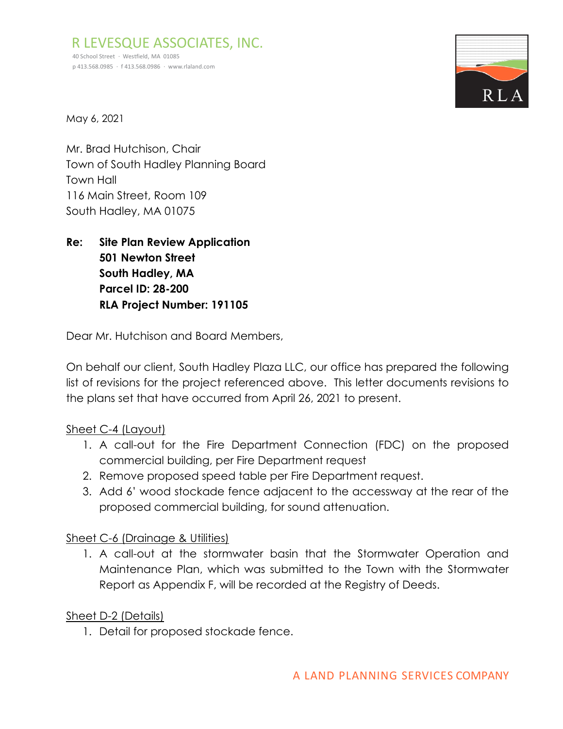R LEVESQUE ASSOCIATES, INC.

40 School Street · Westfield, MA 01085
p 413.568.0985 · f 413.568.0986 · www.rlaland.com

May 6, 2021

Mr. Brad Hutchison, Chair
Town of South Hadley Planning Board
Town Hall
116 Main Street, Room 109
South Hadley, MA 01075

**Re: Site Plan Review Application**
**501 Newton Street**
**South Hadley, MA**
**Parcel ID: 28-200**
**RLA Project Number: 191105**

Dear Mr. Hutchison and Board Members,

On behalf our client, South Hadley Plaza LLC, our office has prepared the following list of revisions for the project referenced above. This letter documents revisions to the plans set that have occurred from April 26, 2021 to present.

Sheet C-4 (Layout)

1. A call-out for the Fire Department Connection (FDC) on the proposed commercial building, per Fire Department request
2. Remove proposed speed table per Fire Department request.
3. Add 6' wood stockade fence adjacent to the accessway at the rear of the proposed commercial building, for sound attenuation.

Sheet C-6 (Drainage & Utilities)

1. A call-out at the stormwater basin that the Stormwater Operation and Maintenance Plan, which was submitted to the Town with the Stormwater Report as Appendix F, will be recorded at the Registry of Deeds.

Sheet D-2 (Details)

1. Detail for proposed stockade fence.

A LAND PLANNING SERVICES COMPANY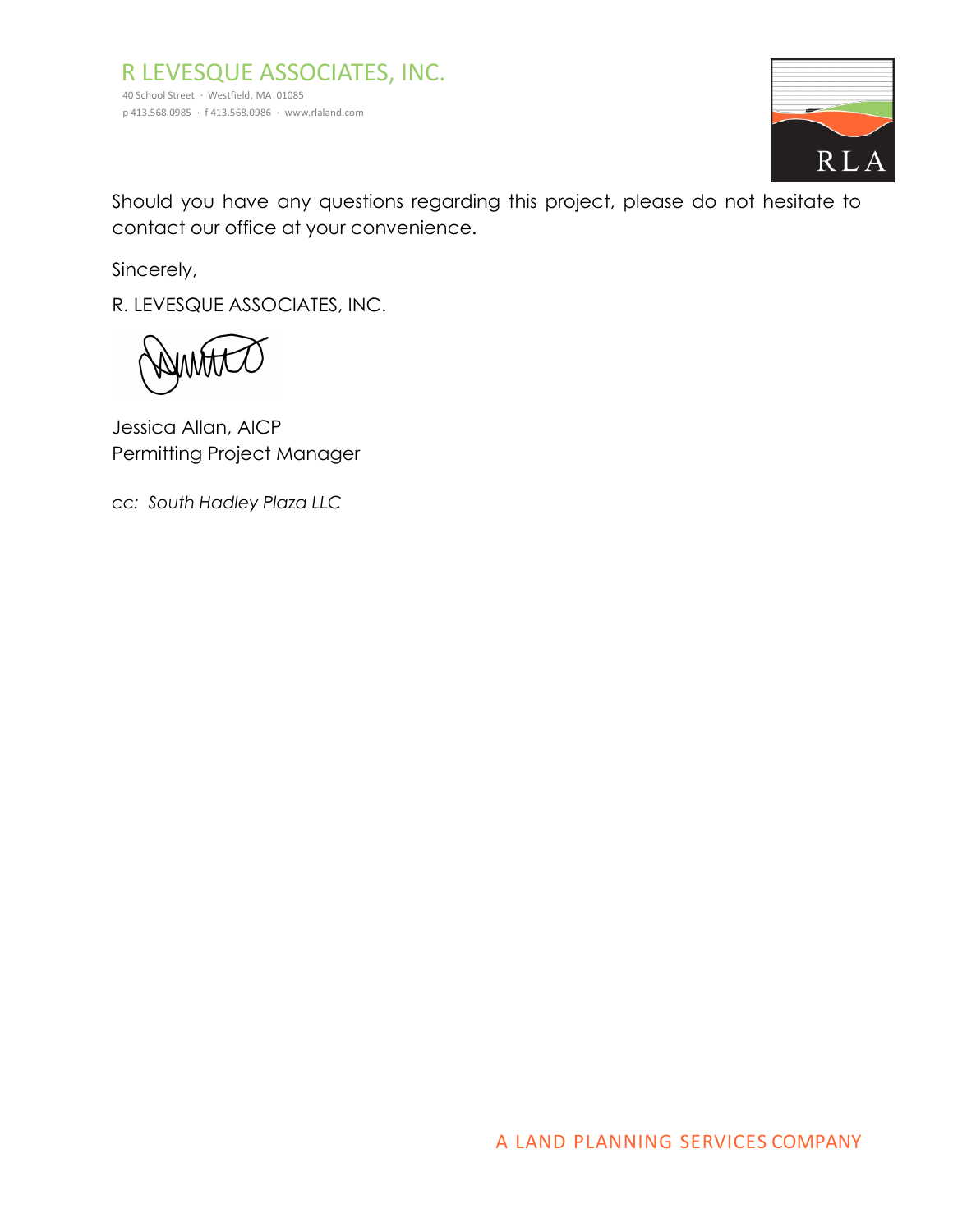Should you have any questions regarding this project, please do not hesitate to contact our office at your convenience.

Sincerely,

R. LEVESQUE ASSOCIATES, INC.

Jessica Allan, AICP
Permitting Project Manager

*cc: South Hadley Plaza LLC*